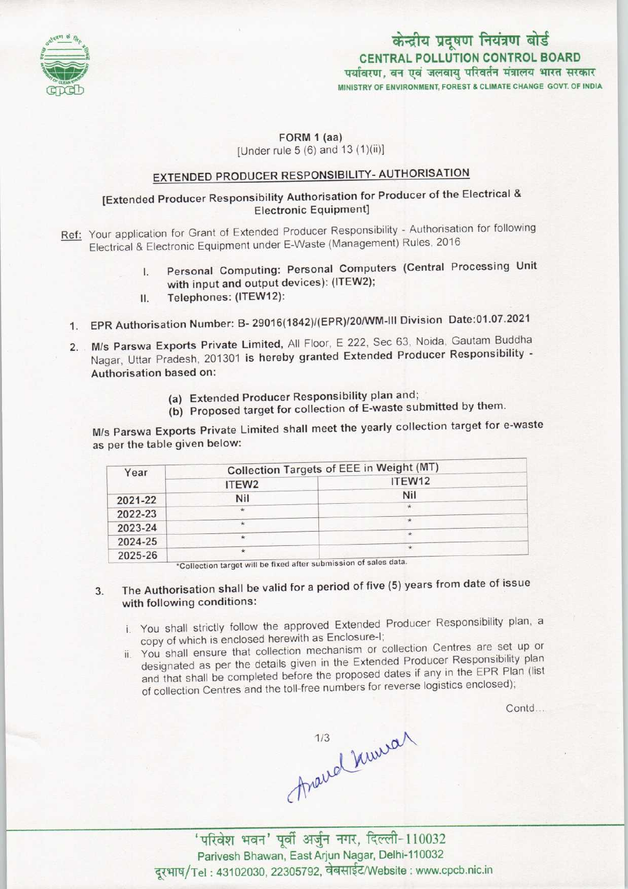केन्द्रीय प्रदूषण नियंत्रण बोर्ड
**CENTRAL POLLUTION CONTROL BOARD**
पर्यावरण, वन एवं जलवायु परिवर्तन मंत्रालय भारत सरकार
MINISTRY OF ENVIRONMENT, FOREST & CLIMATE CHANGE GOVT. OF INDIA

FORM 1 (aa)
[Under rule 5 (6) and 13 (1)(ii)]

## EXTENDED PRODUCER RESPONSIBILITY- AUTHORISATION

[Extended Producer Responsibility Authorisation for Producer of the Electrical & Electronic Equipment]

Ref: Your application for Grant of Extended Producer Responsibility - Authorisation for following Electrical & Electronic Equipment under E-Waste (Management) Rules, 2016

I. **Personal Computing: Personal Computers (Central Processing Unit with input and output devices): (ITEW2);**
II. **Telephones: (ITEW12):**

1. EPR Authorisation Number: B- 29016(1842)/(EPR)/20/WM-III Division Date:01.07.2021

2. **M/s Parswa Exports Private Limited,** All Floor, E 222, Sec 63, Noida, Gautam Buddha Nagar, Uttar Pradesh, 201301 **is hereby granted Extended Producer Responsibility - Authorisation based on:**

   (a) **Extended Producer Responsibility plan and;**
   (b) **Proposed target for collection of E-waste submitted by them.**

**M/s Parswa Exports Private Limited** shall meet the yearly collection target for e-waste as per the table given below:

| Year | Collection Targets of EEE in Weight (MT) | |
|---|---|---|
| | ITEW2 | ITEW12 |
| 2021-22 | Nil | Nil |
| 2022-23 | * | * |
| 2023-24 | * | * |
| 2024-25 | * | * |
| 2025-26 | * | * |

*Collection target will be fixed after submission of sales data.

3. **The Authorisation shall be valid for a period of five (5) years from date of issue with following conditions:**

   i. You shall strictly follow the approved Extended Producer Responsibility plan, a copy of which is enclosed herewith as Enclosure-I;
   ii. You shall ensure that collection mechanism or collection Centres are set up or designated as per the details given in the Extended Producer Responsibility plan and that shall be completed before the proposed dates if any in the EPR Plan (list of collection Centres and the toll-free numbers for reverse logistics enclosed);

Contd...

'परिवेश भवन' पूर्वी अर्जुन नगर, दिल्ली-110032
Parivesh Bhawan, East Arjun Nagar, Delhi-110032
दूरभाष/Tel : 43102030, 22305792, वेबसाईट/Website : www.cpcb.nic.in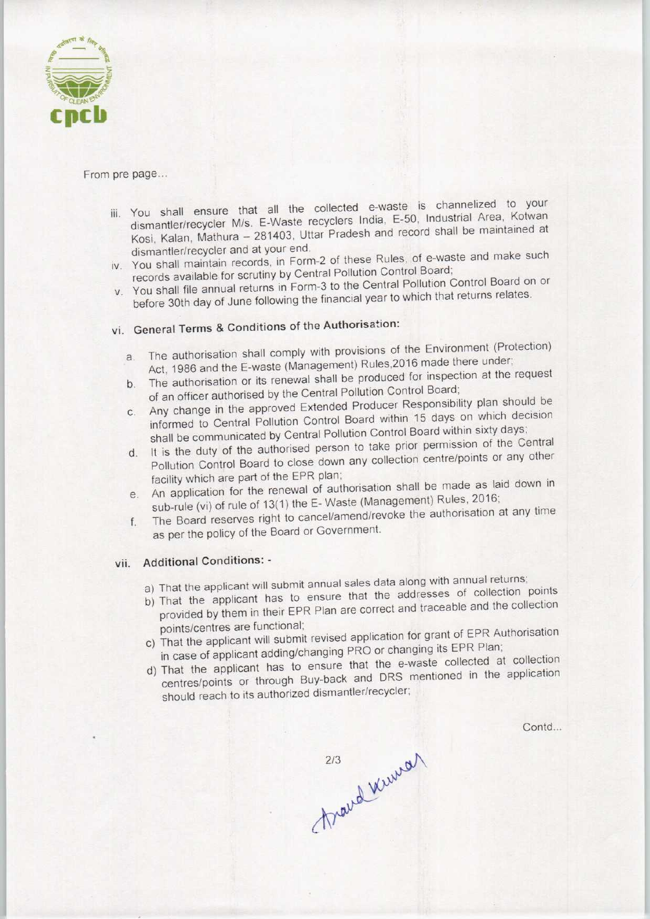From pre page...

iii. You shall ensure that all the collected e-waste is channelized to your dismantler/recycler M/s. E-Waste recyclers India, E-50, Industrial Area, Kotwan Kosi, Kalan, Mathura – 281403, Uttar Pradesh and record shall be maintained at dismantler/recycler and at your end.

iv. You shall maintain records, in Form-2 of these Rules, of e-waste and make such records available for scrutiny by Central Pollution Control Board;

v. You shall file annual returns in Form-3 to the Central Pollution Control Board on or before 30th day of June following the financial year to which that returns relates.

vi. **General Terms & Conditions of the Authorisation:**

a. The authorisation shall comply with provisions of the Environment (Protection) Act, 1986 and the E-waste (Management) Rules,2016 made there under;

b. The authorisation or its renewal shall be produced for inspection at the request of an officer authorised by the Central Pollution Control Board;

c. Any change in the approved Extended Producer Responsibility plan should be informed to Central Pollution Control Board within 15 days on which decision shall be communicated by Central Pollution Control Board within sixty days;

d. It is the duty of the authorised person to take prior permission of the Central Pollution Control Board to close down any collection centre/points or any other facility which are part of the EPR plan;

e. An application for the renewal of authorisation shall be made as laid down in sub-rule (vi) of rule of 13(1) the E- Waste (Management) Rules, 2016;

f. The Board reserves right to cancel/amend/revoke the authorisation at any time as per the policy of the Board or Government.

vii. **Additional Conditions: -**

a) That the applicant will submit annual sales data along with annual returns;

b) That the applicant has to ensure that the addresses of collection points provided by them in their EPR Plan are correct and traceable and the collection points/centres are functional;

c) That the applicant will submit revised application for grant of EPR Authorisation in case of applicant adding/changing PRO or changing its EPR Plan;

d) That the applicant has to ensure that the e-waste collected at collection centres/points or through Buy-back and DRS mentioned in the application should reach to its authorized dismantler/recycler;

Contd...

Anand Kumar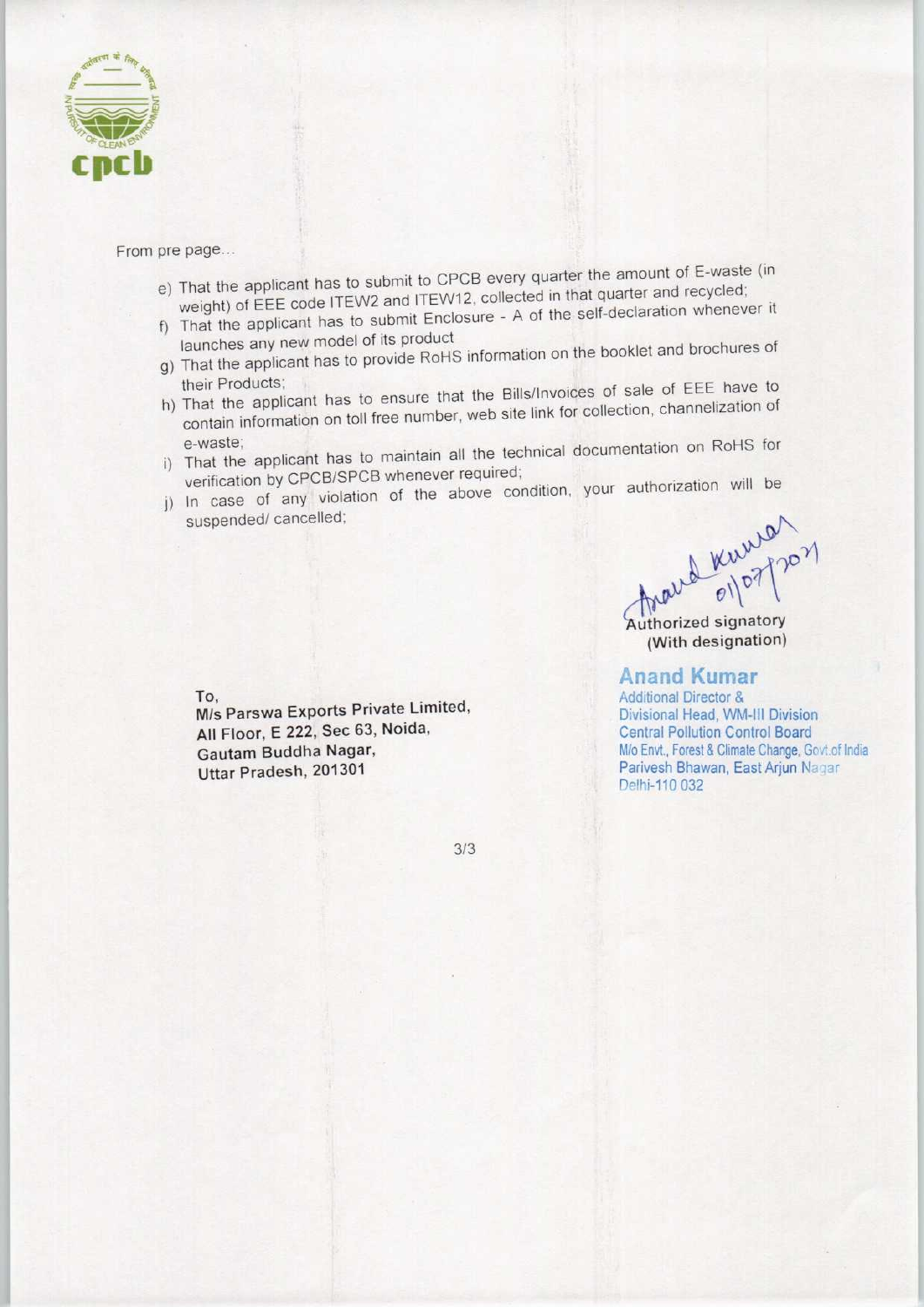From pre page...

e) That the applicant has to submit to CPCB every quarter the amount of E-waste (in weight) of EEE code ITEW2 and ITEW12, collected in that quarter and recycled;
f) That the applicant has to submit Enclosure - A of the self-declaration whenever it launches any new model of its product
g) That the applicant has to provide RoHS information on the booklet and brochures of their Products;
h) That the applicant has to ensure that the Bills/Invoices of sale of EEE have to contain information on toll free number, web site link for collection, channelization of e-waste;
i) That the applicant has to maintain all the technical documentation on RoHS for verification by CPCB/SPCB whenever required;
j) In case of any violation of the above condition, your authorization will be suspended/ cancelled;

Anand Kumar 01/07/2021

Authorized signatory
(With designation)

**Anand Kumar**
Additional Director &
Divisional Head, WM-III Division
Central Pollution Control Board
M/o Envt., Forest & Climate Change, Govt.of India
Parivesh Bhawan, East Arjun Nagar
Delhi-110 032

To,
**M/s Parswa Exports Private Limited,**
**All Floor, E 222, Sec 63, Noida,**
**Gautam Buddha Nagar,**
**Uttar Pradesh, 201301**